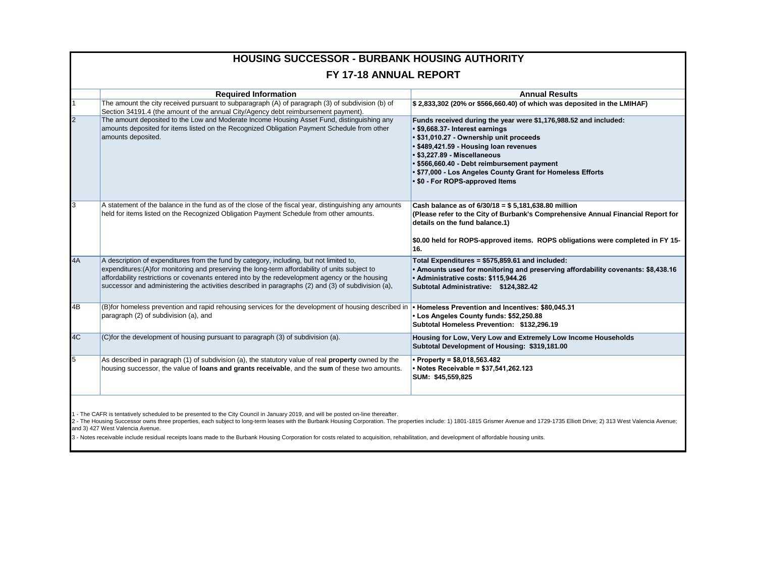# HOUSING SUCCESSOR - BURBANK HOUSING AUTHORITY

## FY 17-18 ANNUAL REPORT

| | Required Information | Annual Results |
|---|---|---|
| 1 | The amount the city received pursuant to subparagraph (A) of paragraph (3) of subdivision (b) of Section 34191.4 (the amount of the annual City/Agency debt reimbursement payment). | **$ 2,833,302 (20% or $566,660.40) of which was deposited in the LMIHAF)** |
| 2 | The amount deposited to the Low and Moderate Income Housing Asset Fund, distinguishing any amounts deposited for items listed on the Recognized Obligation Payment Schedule from other amounts deposited. | **Funds received during the year were $1,176,988.52 and included:**<br>**• $9,668.37- Interest earnings**<br>**• $31,010.27 - Ownership unit proceeds**<br>**• $489,421.59 - Housing loan revenues**<br>**• $3,227.89 - Miscellaneous**<br>**• $566,660.40 - Debt reimbursement payment**<br>**• $77,000 - Los Angeles County Grant for Homeless Efforts**<br>**• $0 - For ROPS-approved Items** |
| 3 | A statement of the balance in the fund as of the close of the fiscal year, distinguishing any amounts held for items listed on the Recognized Obligation Payment Schedule from other amounts. | **Cash balance as of 6/30/18 = $ 5,181,638.80 million**<br>**(Please refer to the City of Burbank's Comprehensive Annual Financial Report for details on the fund balance.1)**<br><br>**$0.00 held for ROPS-approved items. ROPS obligations were completed in FY 15-16.** |
| 4A | A description of expenditures from the fund by category, including, but not limited to, expenditures:(A)for monitoring and preserving the long-term affordability of units subject to affordability restrictions or covenants entered into by the redevelopment agency or the housing successor and administering the activities described in paragraphs (2) and (3) of subdivision (a), | **Total Expenditures = $575,859.61 and included:**<br>**• Amounts used for monitoring and preserving affordability covenants: $8,438.16**<br>**• Administrative costs: $115,944.26**<br>**Subtotal Administrative: $124,382.42** |
| 4B | (B)for homeless prevention and rapid rehousing services for the development of housing described in paragraph (2) of subdivision (a), and | **• Homeless Prevention and Incentives: $80,045.31**<br>**• Los Angeles County funds: $52,250.88**<br>**Subtotal Homeless Prevention: $132,296.19** |
| 4C | (C)for the development of housing pursuant to paragraph (3) of subdivision (a). | **Housing for Low, Very Low and Extremely Low Income Households**<br>**Subtotal Development of Housing: $319,181.00** |
| 5 | As described in paragraph (1) of subdivision (a), the statutory value of real **property** owned by the housing successor, the value of **loans and grants receivable**, and the **sum** of these two amounts. | **• Property = $8,018,563.482**<br>**• Notes Receivable = $37,541,262.123**<br>**SUM: $45,559,825** |

1 - The CAFR is tentatively scheduled to be presented to the City Council in January 2019, and will be posted on-line thereafter.

2 - The Housing Successor owns three properties, each subject to long-term leases with the Burbank Housing Corporation. The properties include: 1) 1801-1815 Grismer Avenue and 1729-1735 Elliott Drive; 2) 313 West Valencia Avenue; and 3) 427 West Valencia Avenue.

3 - Notes receivable include residual receipts loans made to the Burbank Housing Corporation for costs related to acquisition, rehabilitation, and development of affordable housing units.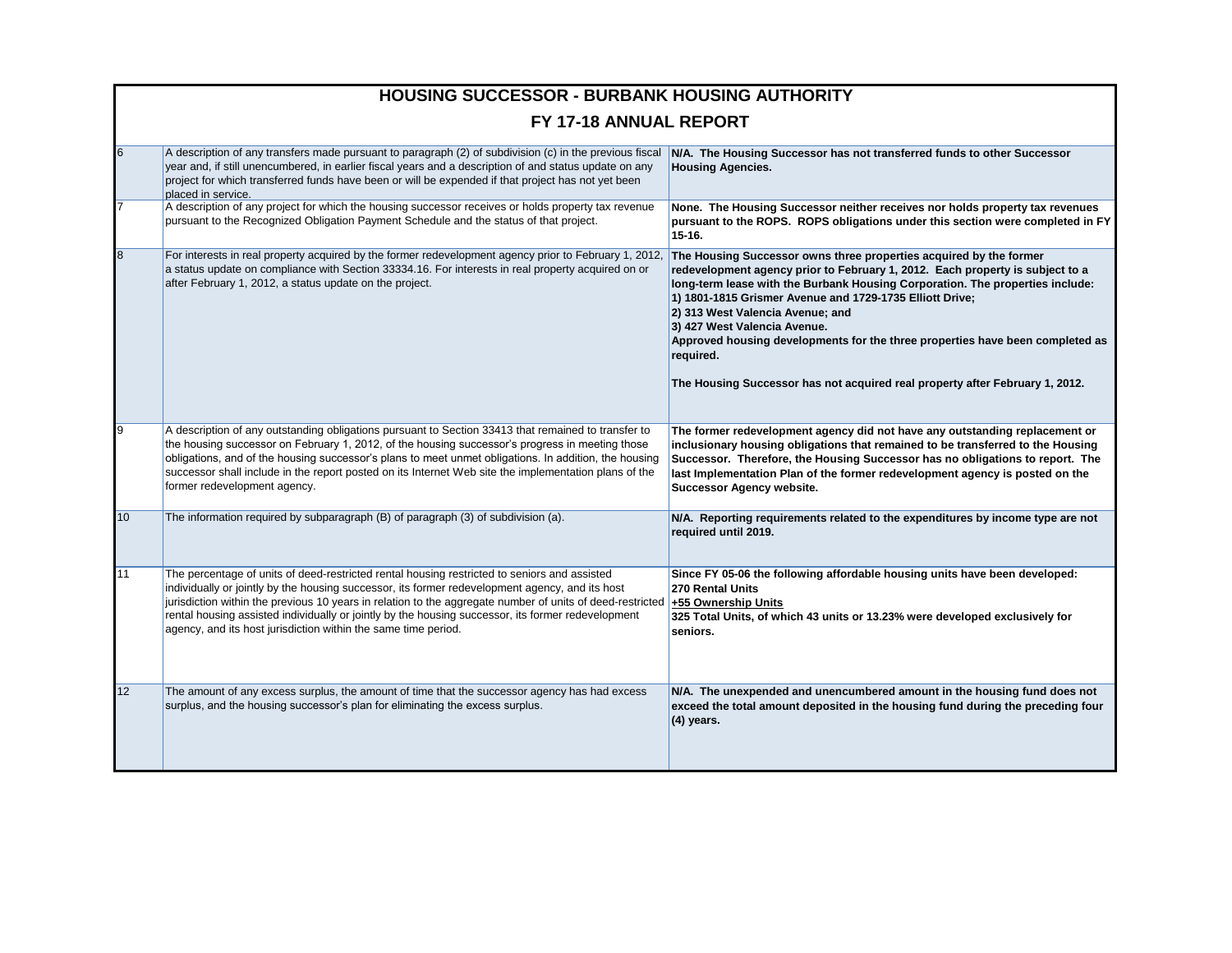# HOUSING SUCCESSOR - BURBANK HOUSING AUTHORITY

## FY 17-18 ANNUAL REPORT

| | | |
|---|---|---|
| 6 | A description of any transfers made pursuant to paragraph (2) of subdivision (c) in the previous fiscal year and, if still unencumbered, in earlier fiscal years and a description of and status update on any project for which transferred funds have been or will be expended if that project has not yet been placed in service. | **N/A. The Housing Successor has not transferred funds to other Successor Housing Agencies.** |
| 7 | A description of any project for which the housing successor receives or holds property tax revenue pursuant to the Recognized Obligation Payment Schedule and the status of that project. | **None. The Housing Successor neither receives nor holds property tax revenues pursuant to the ROPS. ROPS obligations under this section were completed in FY 15-16.** |
| 8 | For interests in real property acquired by the former redevelopment agency prior to February 1, 2012, a status update on compliance with Section 33334.16. For interests in real property acquired on or after February 1, 2012, a status update on the project. | **The Housing Successor owns three properties acquired by the former redevelopment agency prior to February 1, 2012. Each property is subject to a long-term lease with the Burbank Housing Corporation. The properties include:<br>1) 1801-1815 Grismer Avenue and 1729-1735 Elliott Drive;<br>2) 313 West Valencia Avenue; and<br>3) 427 West Valencia Avenue.<br>Approved housing developments for the three properties have been completed as required.<br><br>The Housing Successor has not acquired real property after February 1, 2012.** |
| 9 | A description of any outstanding obligations pursuant to Section 33413 that remained to transfer to the housing successor on February 1, 2012, of the housing successor's progress in meeting those obligations, and of the housing successor's plans to meet unmet obligations. In addition, the housing successor shall include in the report posted on its Internet Web site the implementation plans of the former redevelopment agency. | **The former redevelopment agency did not have any outstanding replacement or inclusionary housing obligations that remained to be transferred to the Housing Successor. Therefore, the Housing Successor has no obligations to report. The last Implementation Plan of the former redevelopment agency is posted on the Successor Agency website.** |
| 10 | The information required by subparagraph (B) of paragraph (3) of subdivision (a). | **N/A. Reporting requirements related to the expenditures by income type are not required until 2019.** |
| 11 | The percentage of units of deed-restricted rental housing restricted to seniors and assisted individually or jointly by the housing successor, its former redevelopment agency, and its host jurisdiction within the previous 10 years in relation to the aggregate number of units of deed-restricted rental housing assisted individually or jointly by the housing successor, its former redevelopment agency, and its host jurisdiction within the same time period. | **Since FY 05-06 the following affordable housing units have been developed:<br>270 Rental Units<br><u>+55 Ownership Units</u><br>325 Total Units, of which 43 units or 13.23% were developed exclusively for seniors.** |
| 12 | The amount of any excess surplus, the amount of time that the successor agency has had excess surplus, and the housing successor's plan for eliminating the excess surplus. | **N/A. The unexpended and unencumbered amount in the housing fund does not exceed the total amount deposited in the housing fund during the preceding four (4) years.** |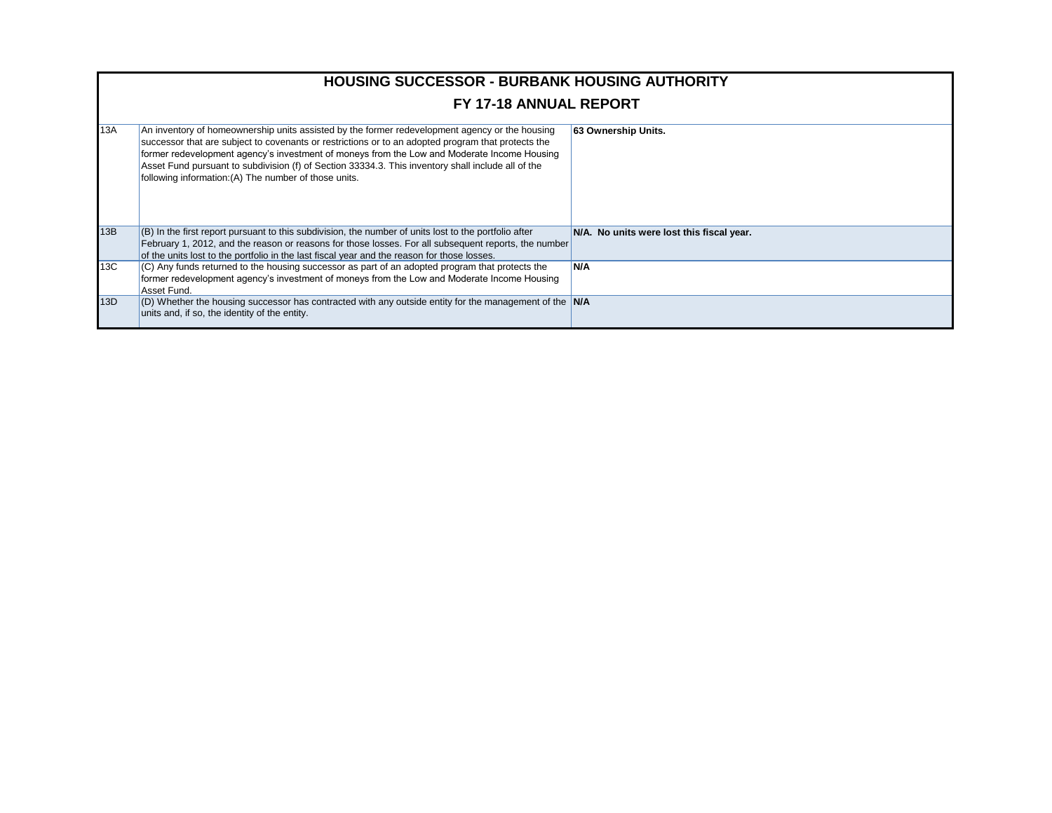# HOUSING SUCCESSOR - BURBANK HOUSING AUTHORITY

## FY 17-18 ANNUAL REPORT

| | | |
|---|---|---|
| 13A | An inventory of homeownership units assisted by the former redevelopment agency or the housing successor that are subject to covenants or restrictions or to an adopted program that protects the former redevelopment agency's investment of moneys from the Low and Moderate Income Housing Asset Fund pursuant to subdivision (f) of Section 33334.3. This inventory shall include all of the following information:(A) The number of those units. | **63 Ownership Units.** |
| 13B | (B) In the first report pursuant to this subdivision, the number of units lost to the portfolio after February 1, 2012, and the reason or reasons for those losses. For all subsequent reports, the number of the units lost to the portfolio in the last fiscal year and the reason for those losses. | **N/A. No units were lost this fiscal year.** |
| 13C | (C) Any funds returned to the housing successor as part of an adopted program that protects the former redevelopment agency's investment of moneys from the Low and Moderate Income Housing Asset Fund. | **N/A** |
| 13D | (D) Whether the housing successor has contracted with any outside entity for the management of the units and, if so, the identity of the entity. | **N/A** |